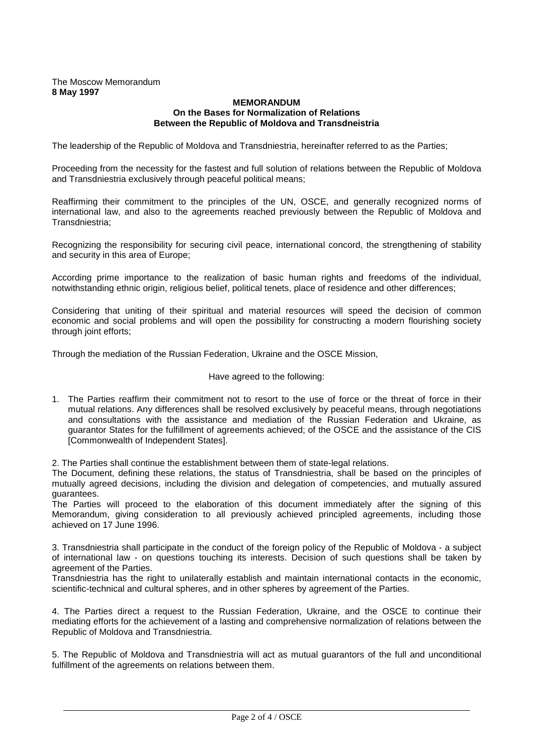The Moscow Memorandum
**8 May 1997**

**MEMORANDUM**
**On the Bases for Normalization of Relations**
**Between the Republic of Moldova and Transdneistria**

The leadership of the Republic of Moldova and Transdniestria, hereinafter referred to as the Parties;

Proceeding from the necessity for the fastest and full solution of relations between the Republic of Moldova and Transdniestria exclusively through peaceful political means;

Reaffirming their commitment to the principles of the UN, OSCE, and generally recognized norms of international law, and also to the agreements reached previously between the Republic of Moldova and Transdniestria;

Recognizing the responsibility for securing civil peace, international concord, the strengthening of stability and security in this area of Europe;

According prime importance to the realization of basic human rights and freedoms of the individual, notwithstanding ethnic origin, religious belief, political tenets, place of residence and other differences;

Considering that uniting of their spiritual and material resources will speed the decision of common economic and social problems and will open the possibility for constructing a modern flourishing society through joint efforts;

Through the mediation of the Russian Federation, Ukraine and the OSCE Mission,

Have agreed to the following:

1. The Parties reaffirm their commitment not to resort to the use of force or the threat of force in their mutual relations. Any differences shall be resolved exclusively by peaceful means, through negotiations and consultations with the assistance and mediation of the Russian Federation and Ukraine, as guarantor States for the fulfillment of agreements achieved; of the OSCE and the assistance of the CIS [Commonwealth of Independent States].

2. The Parties shall continue the establishment between them of state-legal relations.
The Document, defining these relations, the status of Transdniestria, shall be based on the principles of mutually agreed decisions, including the division and delegation of competencies, and mutually assured guarantees.
The Parties will proceed to the elaboration of this document immediately after the signing of this Memorandum, giving consideration to all previously achieved principled agreements, including those achieved on 17 June 1996.

3. Transdniestria shall participate in the conduct of the foreign policy of the Republic of Moldova - a subject of international law - on questions touching its interests. Decision of such questions shall be taken by agreement of the Parties.
Transdniestria has the right to unilaterally establish and maintain international contacts in the economic, scientific-technical and cultural spheres, and in other spheres by agreement of the Parties.

4. The Parties direct a request to the Russian Federation, Ukraine, and the OSCE to continue their mediating efforts for the achievement of a lasting and comprehensive normalization of relations between the Republic of Moldova and Transdniestria.

5. The Republic of Moldova and Transdniestria will act as mutual guarantors of the full and unconditional fulfillment of the agreements on relations between them.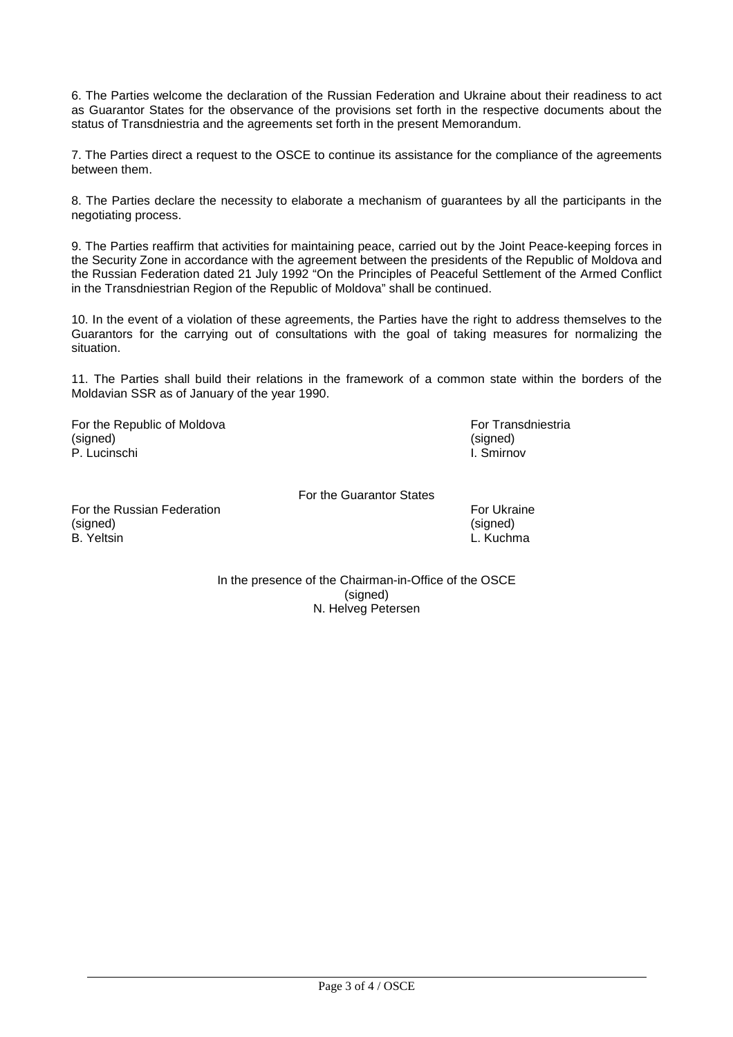6. The Parties welcome the declaration of the Russian Federation and Ukraine about their readiness to act as Guarantor States for the observance of the provisions set forth in the respective documents about the status of Transdniestria and the agreements set forth in the present Memorandum.

7. The Parties direct a request to the OSCE to continue its assistance for the compliance of the agreements between them.

8. The Parties declare the necessity to elaborate a mechanism of guarantees by all the participants in the negotiating process.

9. The Parties reaffirm that activities for maintaining peace, carried out by the Joint Peace-keeping forces in the Security Zone in accordance with the agreement between the presidents of the Republic of Moldova and the Russian Federation dated 21 July 1992 "On the Principles of Peaceful Settlement of the Armed Conflict in the Transdniestrian Region of the Republic of Moldova" shall be continued.

10. In the event of a violation of these agreements, the Parties have the right to address themselves to the Guarantors for the carrying out of consultations with the goal of taking measures for normalizing the situation.

11. The Parties shall build their relations in the framework of a common state within the borders of the Moldavian SSR as of January of the year 1990.

For the Republic of Moldova
(signed)
P. Lucinschi

For Transdniestria
(signed)
I. Smirnov

For the Guarantor States

For the Russian Federation
(signed)
B. Yeltsin

For Ukraine
(signed)
L. Kuchma

In the presence of the Chairman-in-Office of the OSCE
(signed)
N. Helveg Petersen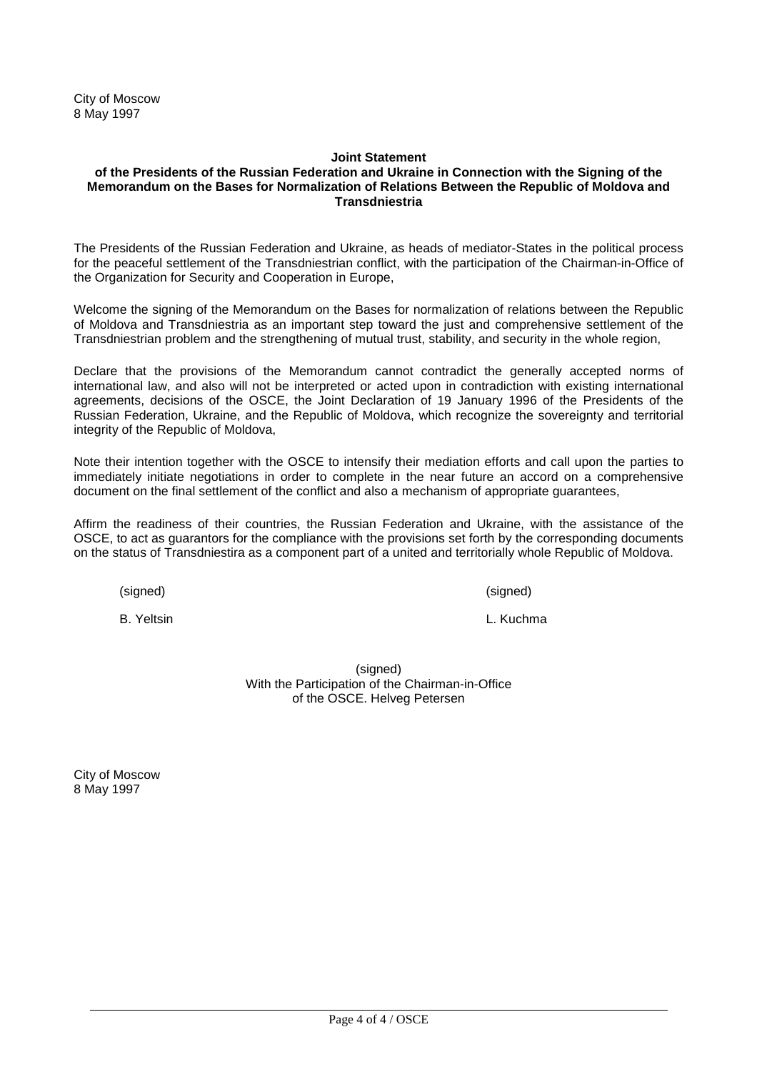City of Moscow
8 May 1997

**Joint Statement**
**of the Presidents of the Russian Federation and Ukraine in Connection with the Signing of the Memorandum on the Bases for Normalization of Relations Between the Republic of Moldova and Transdniestria**

The Presidents of the Russian Federation and Ukraine, as heads of mediator-States in the political process for the peaceful settlement of the Transdniestrian conflict, with the participation of the Chairman-in-Office of the Organization for Security and Cooperation in Europe,

Welcome the signing of the Memorandum on the Bases for normalization of relations between the Republic of Moldova and Transdniestria as an important step toward the just and comprehensive settlement of the Transdniestrian problem and the strengthening of mutual trust, stability, and security in the whole region,

Declare that the provisions of the Memorandum cannot contradict the generally accepted norms of international law, and also will not be interpreted or acted upon in contradiction with existing international agreements, decisions of the OSCE, the Joint Declaration of 19 January 1996 of the Presidents of the Russian Federation, Ukraine, and the Republic of Moldova, which recognize the sovereignty and territorial integrity of the Republic of Moldova,

Note their intention together with the OSCE to intensify their mediation efforts and call upon the parties to immediately initiate negotiations in order to complete in the near future an accord on a comprehensive document on the final settlement of the conflict and also a mechanism of appropriate guarantees,

Affirm the readiness of their countries, the Russian Federation and Ukraine, with the assistance of the OSCE, to act as guarantors for the compliance with the provisions set forth by the corresponding documents on the status of Transdniestira as a component part of a united and territorially whole Republic of Moldova.

(signed)
B. Yeltsin

(signed)
L. Kuchma

(signed)
With the Participation of the Chairman-in-Office
of the OSCE. Helveg Petersen

City of Moscow
8 May 1997